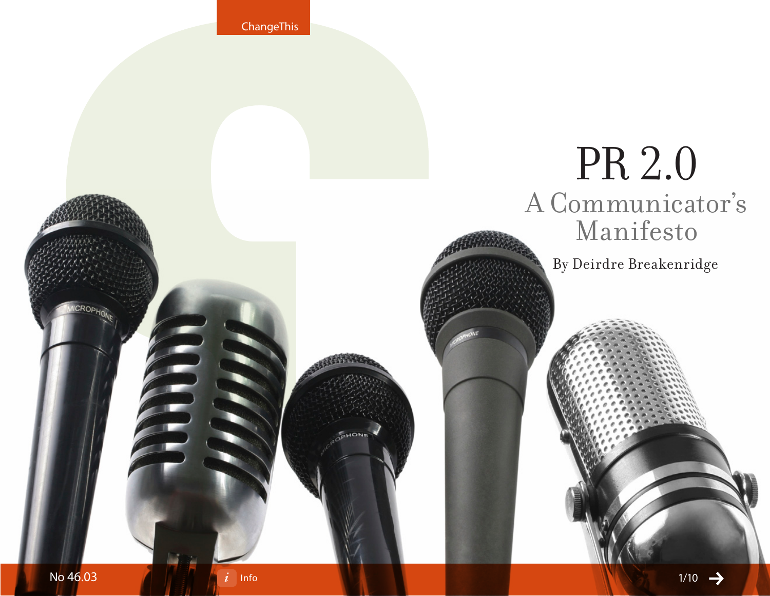# PR 2.0

## A Communicator's Manifesto

By Deirdre Breakenridge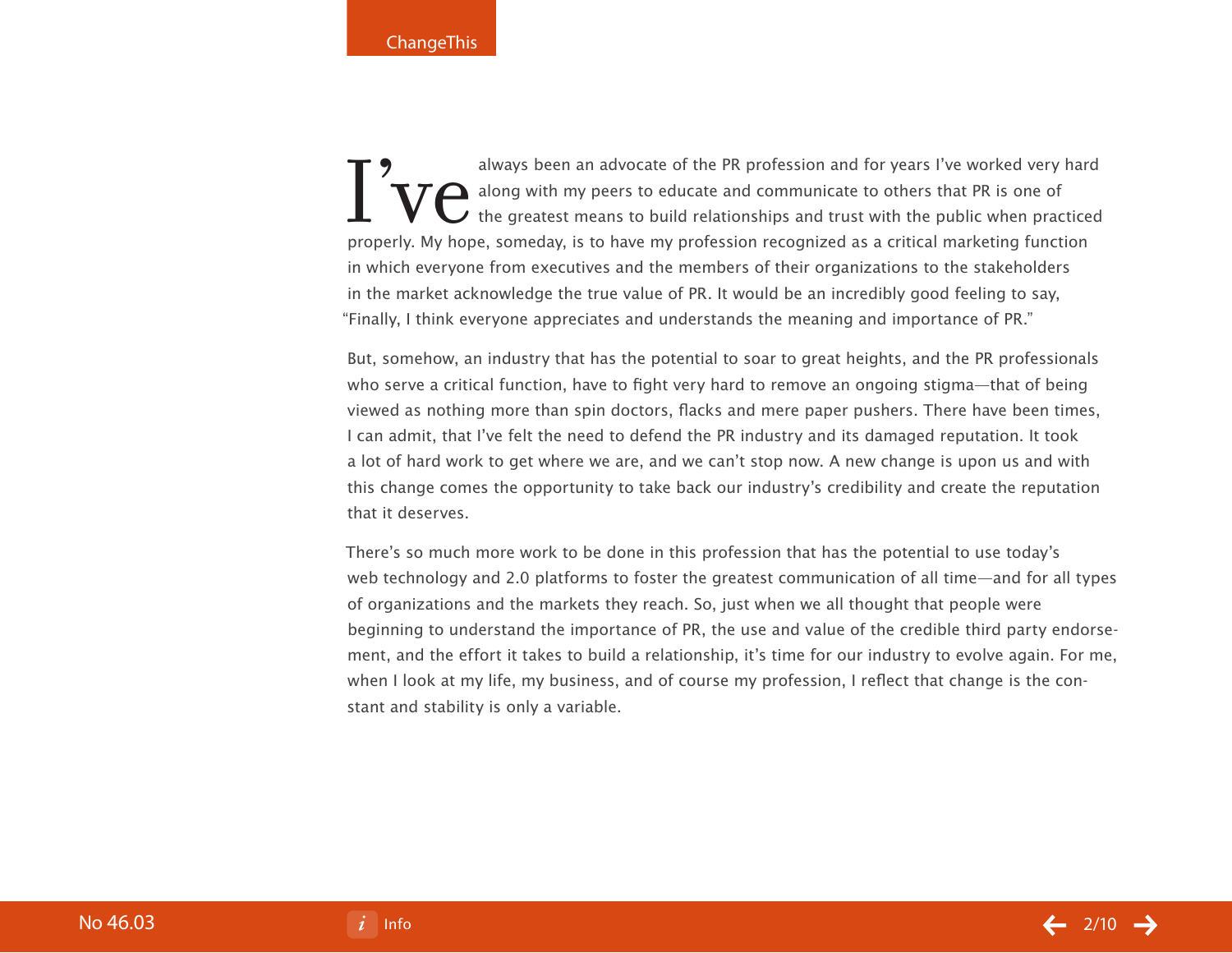I've always been an advocate of the PR profession and for years I've worked very hard along with my peers to educate and communicate to others that PR is one of the greatest means to build relationships and trust with the public when practiced properly. My hope, someday, is to have my profession recognized as a critical marketing function in which everyone from executives and the members of their organizations to the stakeholders in the market acknowledge the true value of PR. It would be an incredibly good feeling to say, "Finally, I think everyone appreciates and understands the meaning and importance of PR."

But, somehow, an industry that has the potential to soar to great heights, and the PR professionals who serve a critical function, have to fight very hard to remove an ongoing stigma—that of being viewed as nothing more than spin doctors, flacks and mere paper pushers. There have been times, I can admit, that I've felt the need to defend the PR industry and its damaged reputation. It took a lot of hard work to get where we are, and we can't stop now. A new change is upon us and with this change comes the opportunity to take back our industry's credibility and create the reputation that it deserves.

There's so much more work to be done in this profession that has the potential to use today's web technology and 2.0 platforms to foster the greatest communication of all time—and for all types of organizations and the markets they reach. So, just when we all thought that people were beginning to understand the importance of PR, the use and value of the credible third party endorsement, and the effort it takes to build a relationship, it's time for our industry to evolve again. For me, when I look at my life, my business, and of course my profession, I reflect that change is the constant and stability is only a variable.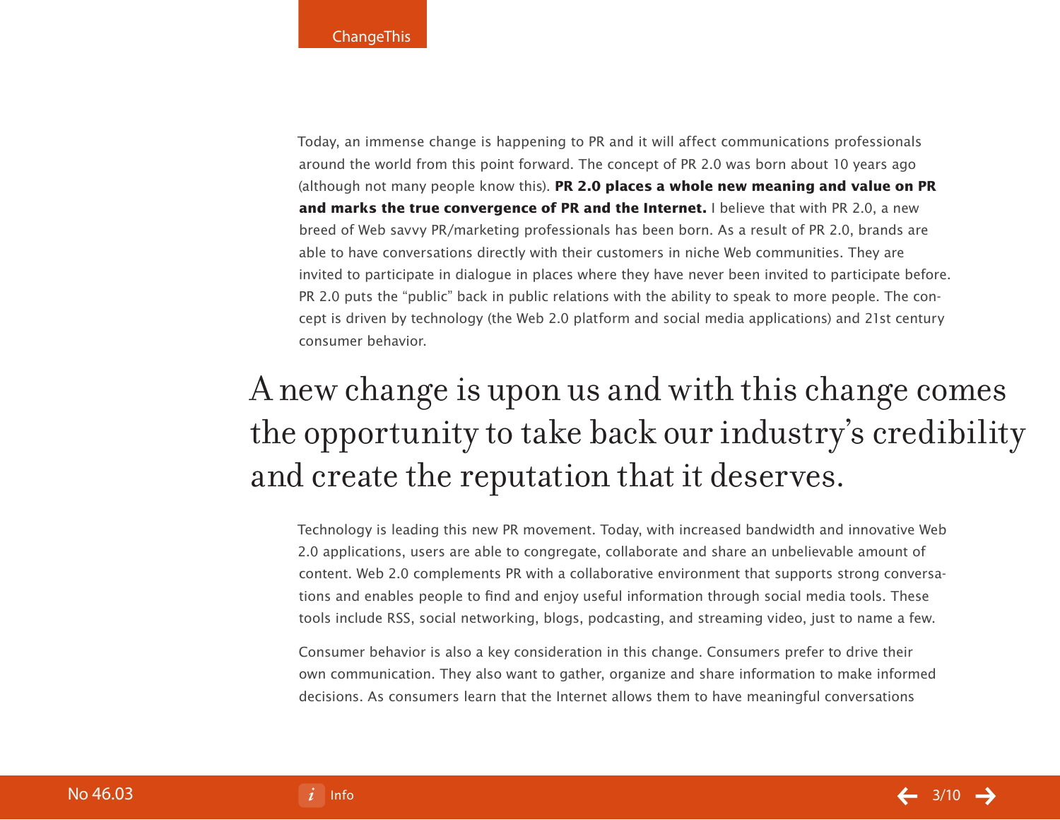Today, an immense change is happening to PR and it will affect communications professionals around the world from this point forward. The concept of PR 2.0 was born about 10 years ago (although not many people know this). **PR 2.0 places a whole new meaning and value on PR and marks the true convergence of PR and the Internet.** I believe that with PR 2.0, a new breed of Web savvy PR/marketing professionals has been born. As a result of PR 2.0, brands are able to have conversations directly with their customers in niche Web communities. They are invited to participate in dialogue in places where they have never been invited to participate before. PR 2.0 puts the "public" back in public relations with the ability to speak to more people. The concept is driven by technology (the Web 2.0 platform and social media applications) and 21st century consumer behavior.

> A new change is upon us and with this change comes the opportunity to take back our industry's credibility and create the reputation that it deserves.

Technology is leading this new PR movement. Today, with increased bandwidth and innovative Web 2.0 applications, users are able to congregate, collaborate and share an unbelievable amount of content. Web 2.0 complements PR with a collaborative environment that supports strong conversations and enables people to find and enjoy useful information through social media tools. These tools include RSS, social networking, blogs, podcasting, and streaming video, just to name a few.

Consumer behavior is also a key consideration in this change. Consumers prefer to drive their own communication. They also want to gather, organize and share information to make informed decisions. As consumers learn that the Internet allows them to have meaningful conversations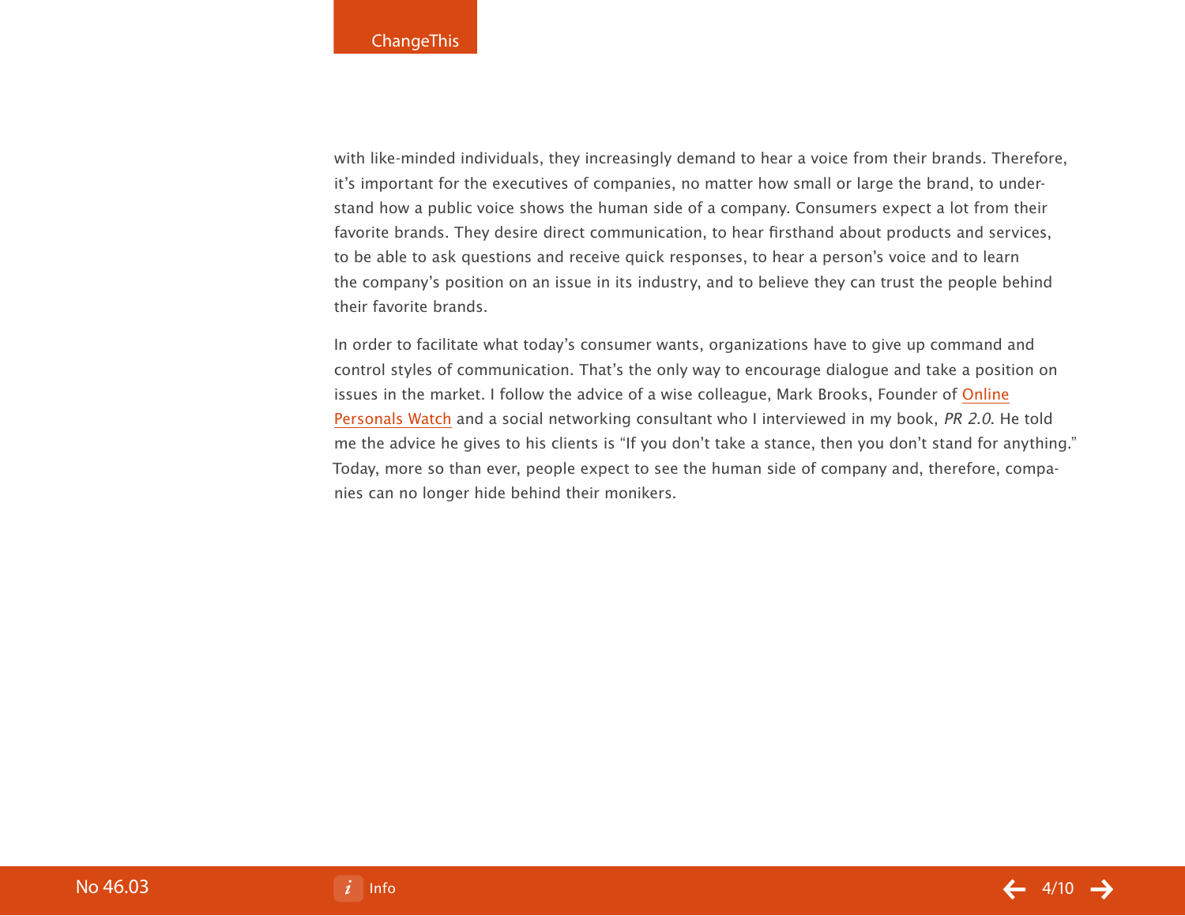with like-minded individuals, they increasingly demand to hear a voice from their brands. Therefore, it's important for the executives of companies, no matter how small or large the brand, to understand how a public voice shows the human side of a company. Consumers expect a lot from their favorite brands. They desire direct communication, to hear firsthand about products and services, to be able to ask questions and receive quick responses, to hear a person's voice and to learn the company's position on an issue in its industry, and to believe they can trust the people behind their favorite brands.

In order to facilitate what today's consumer wants, organizations have to give up command and control styles of communication. That's the only way to encourage dialogue and take a position on issues in the market. I follow the advice of a wise colleague, Mark Brooks, Founder of Online Personals Watch and a social networking consultant who I interviewed in my book, *PR 2.0*. He told me the advice he gives to his clients is "If you don't take a stance, then you don't stand for anything." Today, more so than ever, people expect to see the human side of company and, therefore, companies can no longer hide behind their monikers.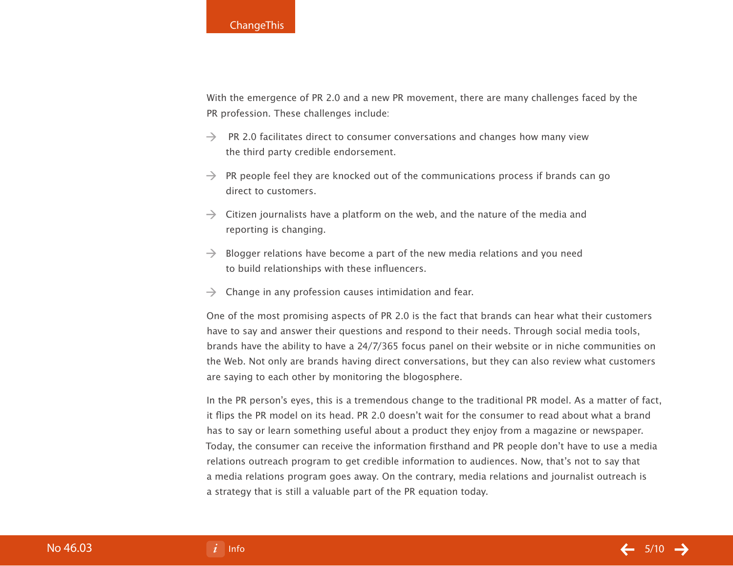With the emergence of PR 2.0 and a new PR movement, there are many challenges faced by the PR profession. These challenges include:

- PR 2.0 facilitates direct to consumer conversations and changes how many view the third party credible endorsement.
- PR people feel they are knocked out of the communications process if brands can go direct to customers.
- Citizen journalists have a platform on the web, and the nature of the media and reporting is changing.
- Blogger relations have become a part of the new media relations and you need to build relationships with these influencers.
- Change in any profession causes intimidation and fear.

One of the most promising aspects of PR 2.0 is the fact that brands can hear what their customers have to say and answer their questions and respond to their needs. Through social media tools, brands have the ability to have a 24/7/365 focus panel on their website or in niche communities on the Web. Not only are brands having direct conversations, but they can also review what customers are saying to each other by monitoring the blogosphere.

In the PR person's eyes, this is a tremendous change to the traditional PR model. As a matter of fact, it flips the PR model on its head. PR 2.0 doesn't wait for the consumer to read about what a brand has to say or learn something useful about a product they enjoy from a magazine or newspaper. Today, the consumer can receive the information firsthand and PR people don't have to use a media relations outreach program to get credible information to audiences. Now, that's not to say that a media relations program goes away. On the contrary, media relations and journalist outreach is a strategy that is still a valuable part of the PR equation today.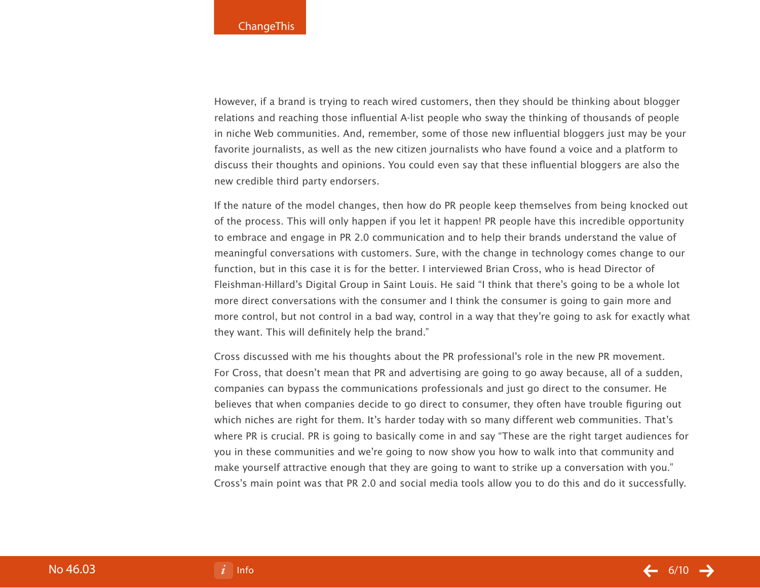However, if a brand is trying to reach wired customers, then they should be thinking about blogger relations and reaching those influential A-list people who sway the thinking of thousands of people in niche Web communities. And, remember, some of those new influential bloggers just may be your favorite journalists, as well as the new citizen journalists who have found a voice and a platform to discuss their thoughts and opinions. You could even say that these influential bloggers are also the new credible third party endorsers.

If the nature of the model changes, then how do PR people keep themselves from being knocked out of the process. This will only happen if you let it happen! PR people have this incredible opportunity to embrace and engage in PR 2.0 communication and to help their brands understand the value of meaningful conversations with customers. Sure, with the change in technology comes change to our function, but in this case it is for the better. I interviewed Brian Cross, who is head Director of Fleishman-Hillard's Digital Group in Saint Louis. He said "I think that there's going to be a whole lot more direct conversations with the consumer and I think the consumer is going to gain more and more control, but not control in a bad way, control in a way that they're going to ask for exactly what they want. This will definitely help the brand."

Cross discussed with me his thoughts about the PR professional's role in the new PR movement. For Cross, that doesn't mean that PR and advertising are going to go away because, all of a sudden, companies can bypass the communications professionals and just go direct to the consumer. He believes that when companies decide to go direct to consumer, they often have trouble figuring out which niches are right for them. It's harder today with so many different web communities. That's where PR is crucial. PR is going to basically come in and say "These are the right target audiences for you in these communities and we're going to now show you how to walk into that community and make yourself attractive enough that they are going to want to strike up a conversation with you." Cross's main point was that PR 2.0 and social media tools allow you to do this and do it successfully.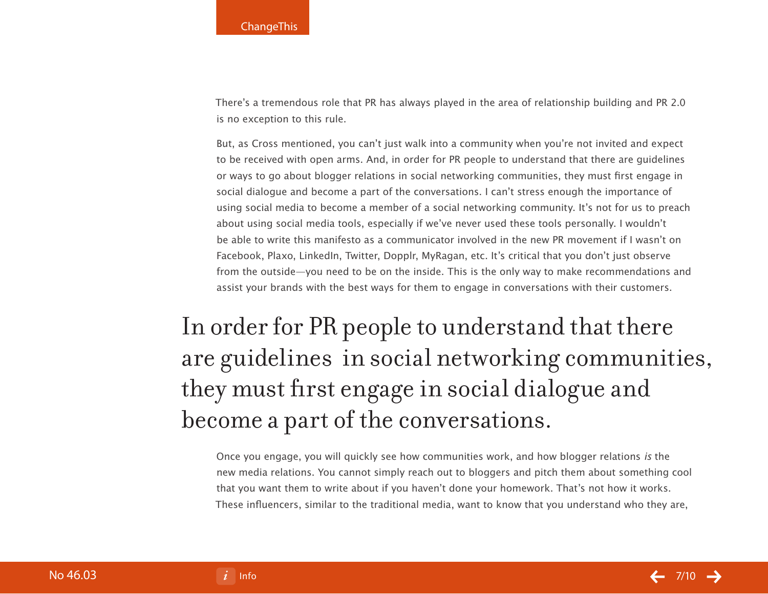There's a tremendous role that PR has always played in the area of relationship building and PR 2.0 is no exception to this rule.

But, as Cross mentioned, you can't just walk into a community when you're not invited and expect to be received with open arms. And, in order for PR people to understand that there are guidelines or ways to go about blogger relations in social networking communities, they must first engage in social dialogue and become a part of the conversations. I can't stress enough the importance of using social media to become a member of a social networking community. It's not for us to preach about using social media tools, especially if we've never used these tools personally. I wouldn't be able to write this manifesto as a communicator involved in the new PR movement if I wasn't on Facebook, Plaxo, LinkedIn, Twitter, Dopplr, MyRagan, etc. It's critical that you don't just observe from the outside—you need to be on the inside. This is the only way to make recommendations and assist your brands with the best ways for them to engage in conversations with their customers.

> In order for PR people to understand that there are guidelines in social networking communities, they must first engage in social dialogue and become a part of the conversations.

Once you engage, you will quickly see how communities work, and how blogger relations *is* the new media relations. You cannot simply reach out to bloggers and pitch them about something cool that you want them to write about if you haven't done your homework. That's not how it works. These influencers, similar to the traditional media, want to know that you understand who they are,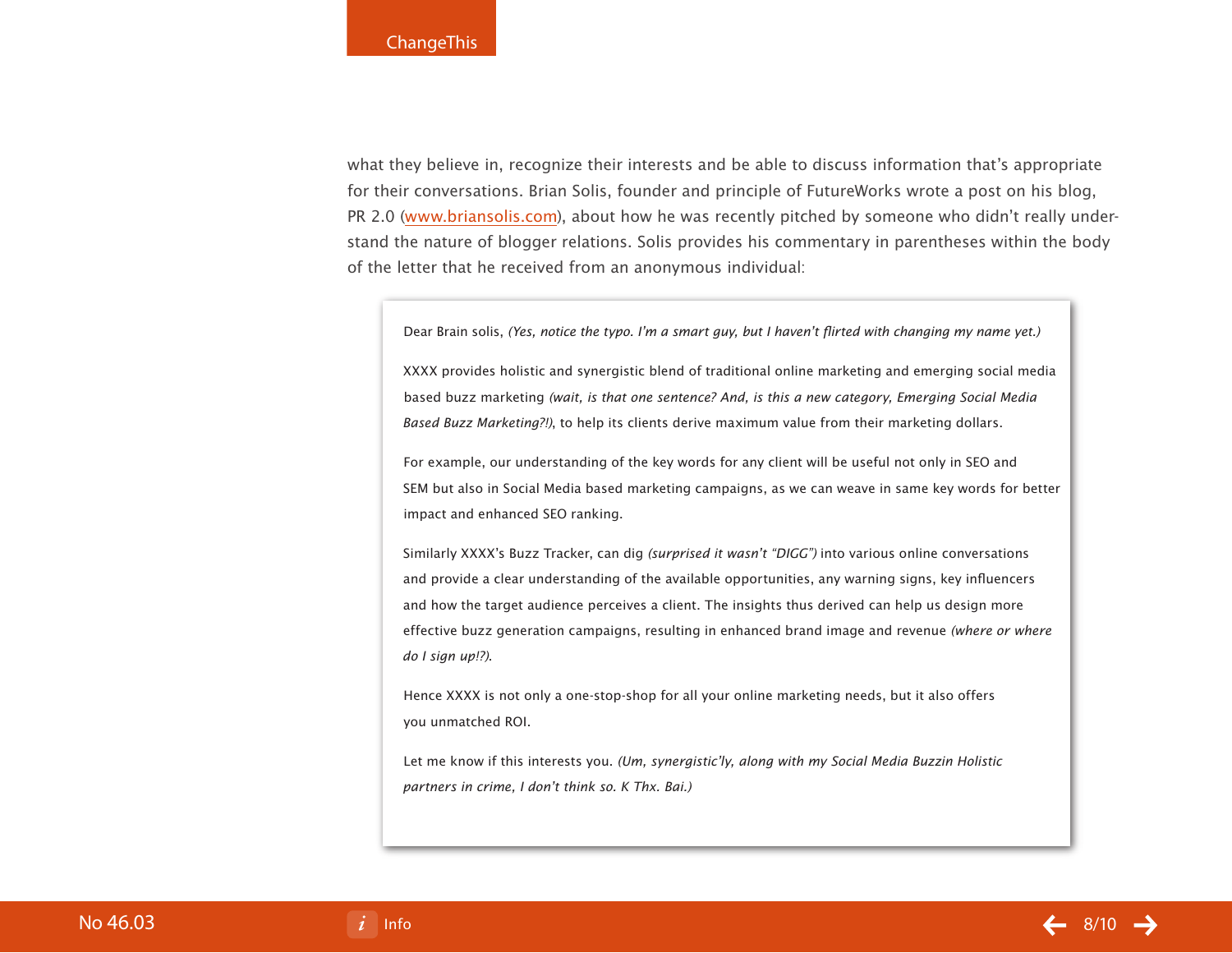what they believe in, recognize their interests and be able to discuss information that's appropriate for their conversations. Brian Solis, founder and principle of FutureWorks wrote a post on his blog, PR 2.0 (www.briansolis.com), about how he was recently pitched by someone who didn't really understand the nature of blogger relations. Solis provides his commentary in parentheses within the body of the letter that he received from an anonymous individual:

> Dear Brain solis, *(Yes, notice the typo. I'm a smart guy, but I haven't flirted with changing my name yet.)*
>
> XXXX provides holistic and synergistic blend of traditional online marketing and emerging social media based buzz marketing *(wait, is that one sentence? And, is this a new category, Emerging Social Media Based Buzz Marketing?!)*, to help its clients derive maximum value from their marketing dollars.
>
> For example, our understanding of the key words for any client will be useful not only in SEO and SEM but also in Social Media based marketing campaigns, as we can weave in same key words for better impact and enhanced SEO ranking.
>
> Similarly XXXX's Buzz Tracker, can dig *(surprised it wasn't "DIGG")* into various online conversations and provide a clear understanding of the available opportunities, any warning signs, key influencers and how the target audience perceives a client. The insights thus derived can help us design more effective buzz generation campaigns, resulting in enhanced brand image and revenue *(where or where do I sign up!?)*.
>
> Hence XXXX is not only a one-stop-shop for all your online marketing needs, but it also offers you unmatched ROI.
>
> Let me know if this interests you. *(Um, synergistic'ly, along with my Social Media Buzzin Holistic partners in crime, I don't think so. K Thx. Bai.)*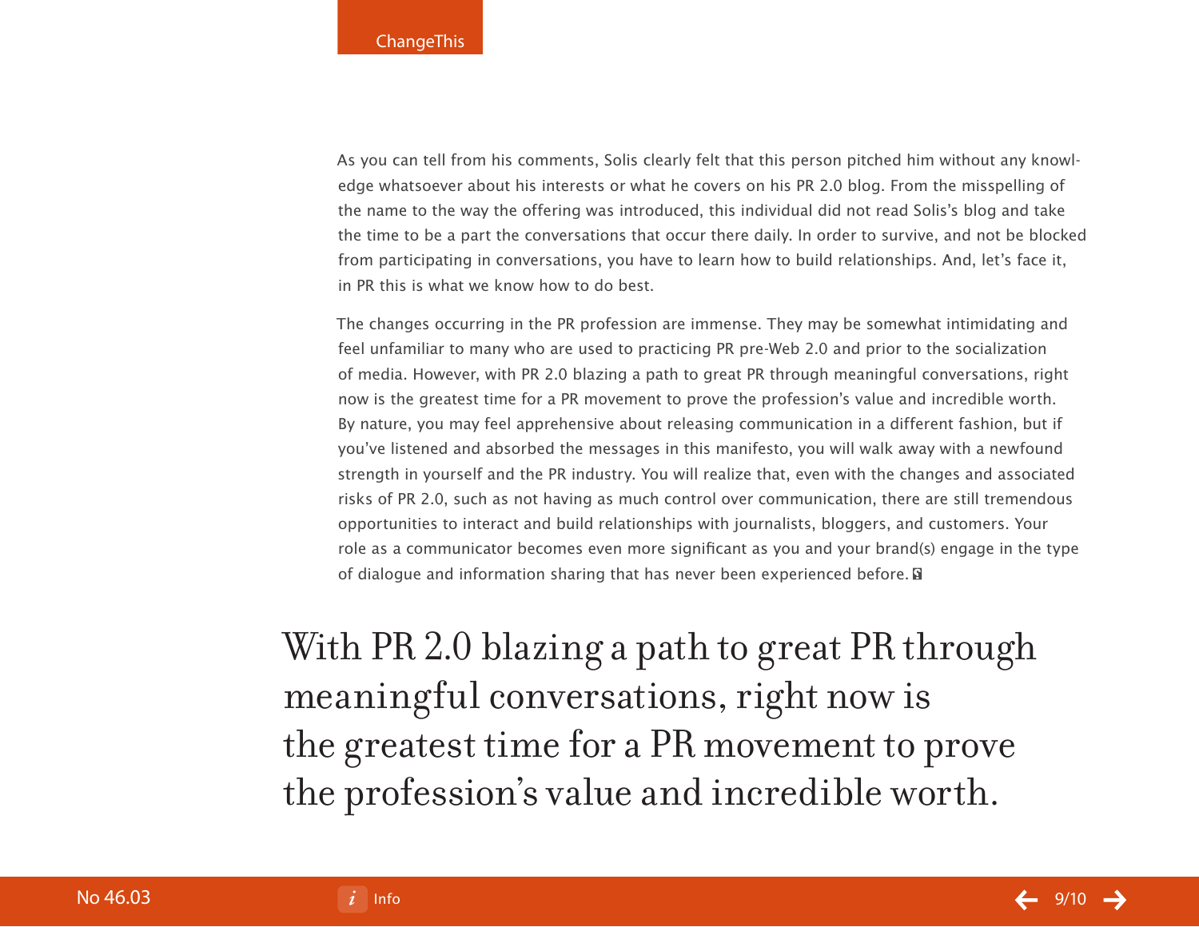As you can tell from his comments, Solis clearly felt that this person pitched him without any knowledge whatsoever about his interests or what he covers on his PR 2.0 blog. From the misspelling of the name to the way the offering was introduced, this individual did not read Solis's blog and take the time to be a part the conversations that occur there daily. In order to survive, and not be blocked from participating in conversations, you have to learn how to build relationships. And, let's face it, in PR this is what we know how to do best.

The changes occurring in the PR profession are immense. They may be somewhat intimidating and feel unfamiliar to many who are used to practicing PR pre-Web 2.0 and prior to the socialization of media. However, with PR 2.0 blazing a path to great PR through meaningful conversations, right now is the greatest time for a PR movement to prove the profession's value and incredible worth. By nature, you may feel apprehensive about releasing communication in a different fashion, but if you've listened and absorbed the messages in this manifesto, you will walk away with a newfound strength in yourself and the PR industry. You will realize that, even with the changes and associated risks of PR 2.0, such as not having as much control over communication, there are still tremendous opportunities to interact and build relationships with journalists, bloggers, and customers. Your role as a communicator becomes even more significant as you and your brand(s) engage in the type of dialogue and information sharing that has never been experienced before.

> With PR 2.0 blazing a path to great PR through meaningful conversations, right now is the greatest time for a PR movement to prove the profession's value and incredible worth.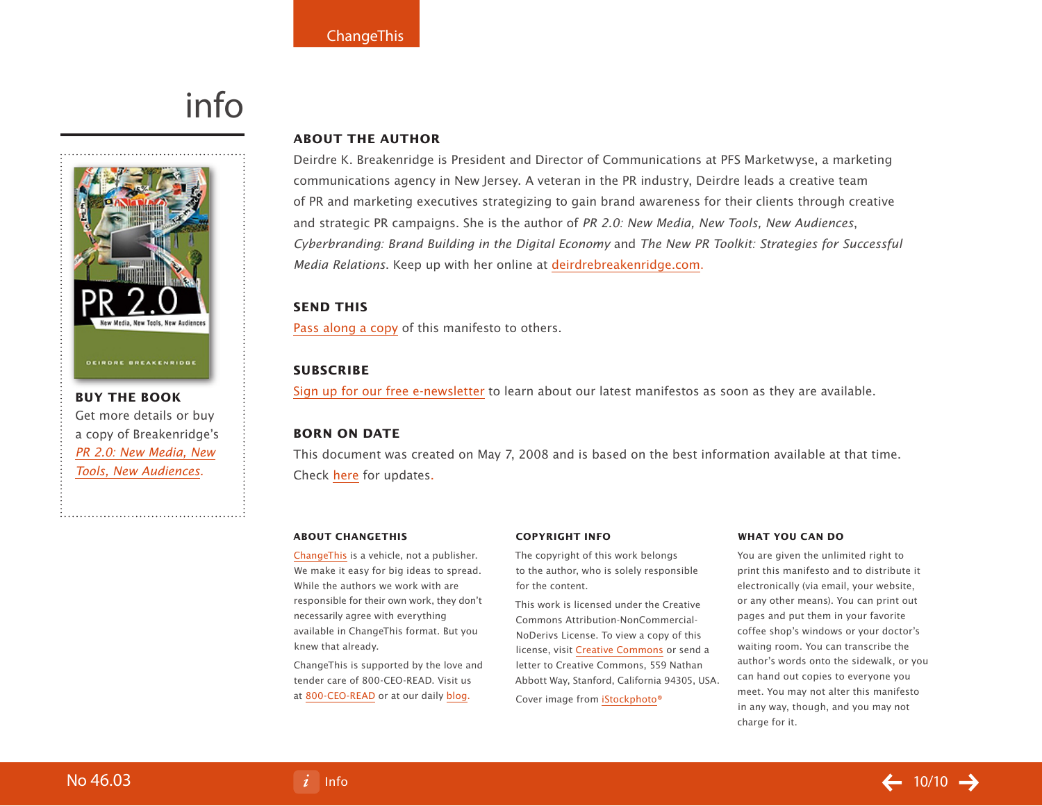# info

## ABOUT THE AUTHOR

Deirdre K. Breakenridge is President and Director of Communications at PFS Marketwyse, a marketing communications agency in New Jersey. A veteran in the PR industry, Deirdre leads a creative team of PR and marketing executives strategizing to gain brand awareness for their clients through creative and strategic PR campaigns. She is the author of *PR 2.0: New Media, New Tools, New Audiences*, *Cyberbranding: Brand Building in the Digital Economy* and *The New PR Toolkit: Strategies for Successful Media Relations*. Keep up with her online at deirdrebreakenridge.com.

## BUY THE BOOK

Get more details or buy a copy of Breakenridge's *PR 2.0: New Media, New Tools, New Audiences*.

## SEND THIS

Pass along a copy of this manifesto to others.

## SUBSCRIBE

Sign up for our free e-newsletter to learn about our latest manifestos as soon as they are available.

## BORN ON DATE

This document was created on May 7, 2008 and is based on the best information available at that time. Check here for updates.

### ABOUT CHANGETHIS

ChangeThis is a vehicle, not a publisher. We make it easy for big ideas to spread. While the authors we work with are responsible for their own work, they don't necessarily agree with everything available in ChangeThis format. But you knew that already.

ChangeThis is supported by the love and tender care of 800-CEO-READ. Visit us at 800-CEO-READ or at our daily blog.

### COPYRIGHT INFO

The copyright of this work belongs to the author, who is solely responsible for the content.

This work is licensed under the Creative Commons Attribution-NonCommercial-NoDerivs License. To view a copy of this license, visit Creative Commons or send a letter to Creative Commons, 559 Nathan Abbott Way, Stanford, California 94305, USA.

Cover image from iStockphoto®

### WHAT YOU CAN DO

You are given the unlimited right to print this manifesto and to distribute it electronically (via email, your website, or any other means). You can print out pages and put them in your favorite coffee shop's windows or your doctor's waiting room. You can transcribe the author's words onto the sidewalk, or you can hand out copies to everyone you meet. You may not alter this manifesto in any way, though, and you may not charge for it.